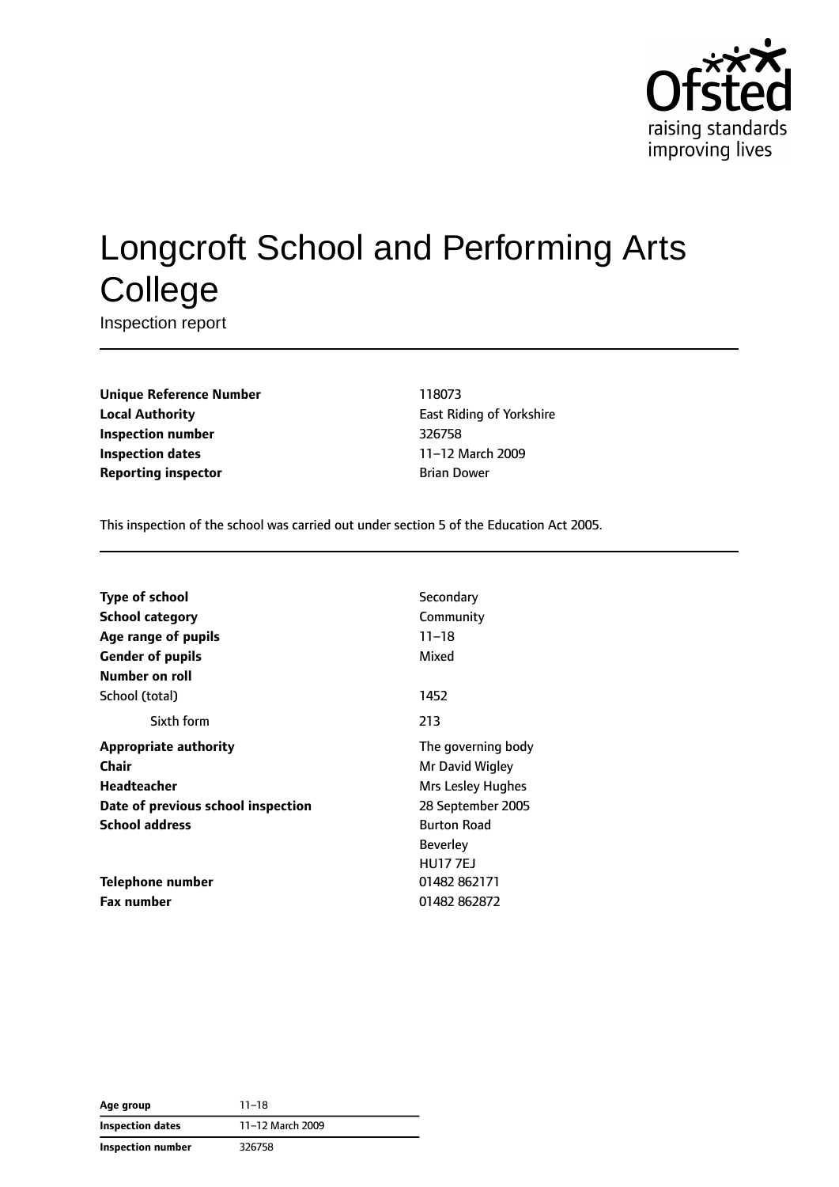# Longcroft School and Performing Arts College

Inspection report

| | |
|---|---|
| **Unique Reference Number** | 118073 |
| **Local Authority** | East Riding of Yorkshire |
| **Inspection number** | 326758 |
| **Inspection dates** | 11–12 March 2009 |
| **Reporting inspector** | Brian Dower |

This inspection of the school was carried out under section 5 of the Education Act 2005.

| | |
|---|---|
| **Type of school** | Secondary |
| **School category** | Community |
| **Age range of pupils** | 11–18 |
| **Gender of pupils** | Mixed |
| **Number on roll** | |
| School (total) | 1452 |
| Sixth form | 213 |
| **Appropriate authority** | The governing body |
| **Chair** | Mr David Wigley |
| **Headteacher** | Mrs Lesley Hughes |
| **Date of previous school inspection** | 28 September 2005 |
| **School address** | Burton Road<br>Beverley<br>HU17 7EJ |
| **Telephone number** | 01482 862171 |
| **Fax number** | 01482 862872 |

| | |
|---|---|
| **Age group** | 11–18 |
| **Inspection dates** | 11–12 March 2009 |
| **Inspection number** | 326758 |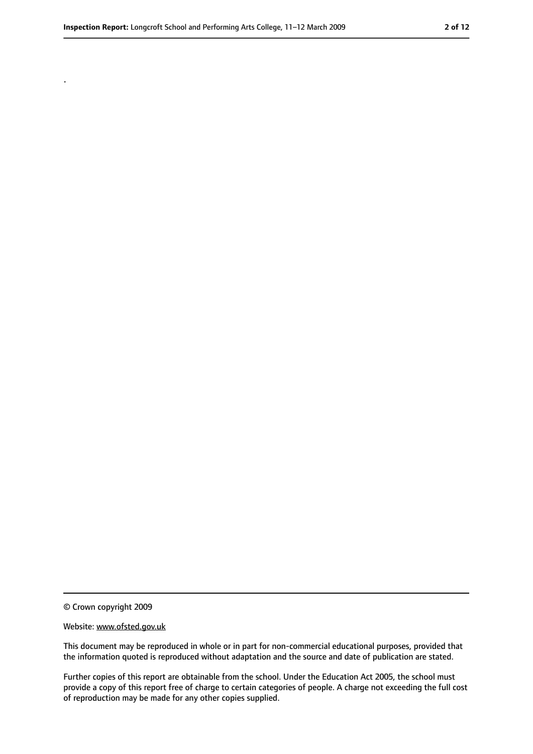.

© Crown copyright 2009

Website: www.ofsted.gov.uk

This document may be reproduced in whole or in part for non-commercial educational purposes, provided that the information quoted is reproduced without adaptation and the source and date of publication are stated.

Further copies of this report are obtainable from the school. Under the Education Act 2005, the school must provide a copy of this report free of charge to certain categories of people. A charge not exceeding the full cost of reproduction may be made for any other copies supplied.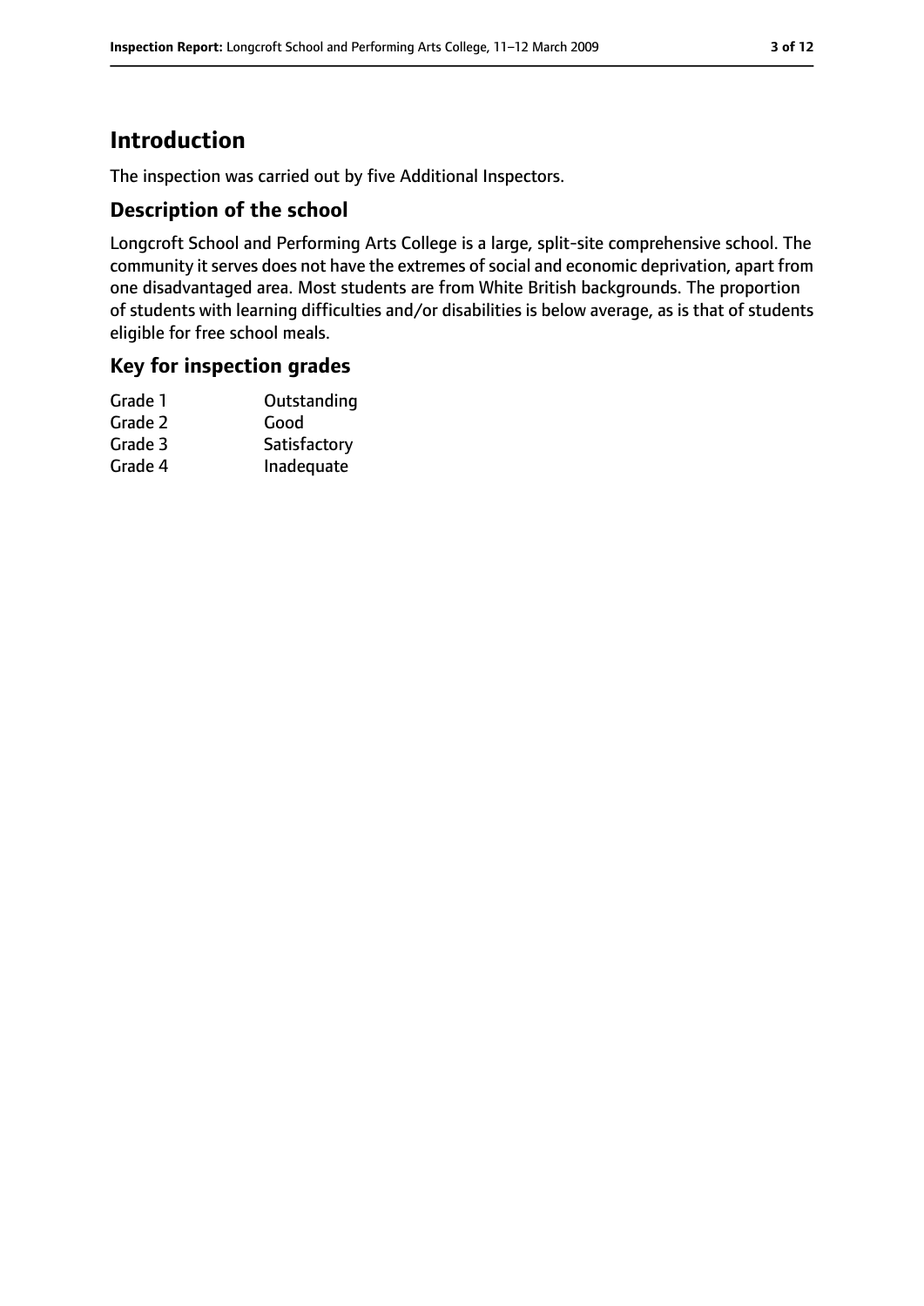# Introduction

The inspection was carried out by five Additional Inspectors.

## Description of the school

Longcroft School and Performing Arts College is a large, split-site comprehensive school. The community it serves does not have the extremes of social and economic deprivation, apart from one disadvantaged area. Most students are from White British backgrounds. The proportion of students with learning difficulties and/or disabilities is below average, as is that of students eligible for free school meals.

## Key for inspection grades

| | |
|---|---|
| Grade 1 | Outstanding |
| Grade 2 | Good |
| Grade 3 | Satisfactory |
| Grade 4 | Inadequate |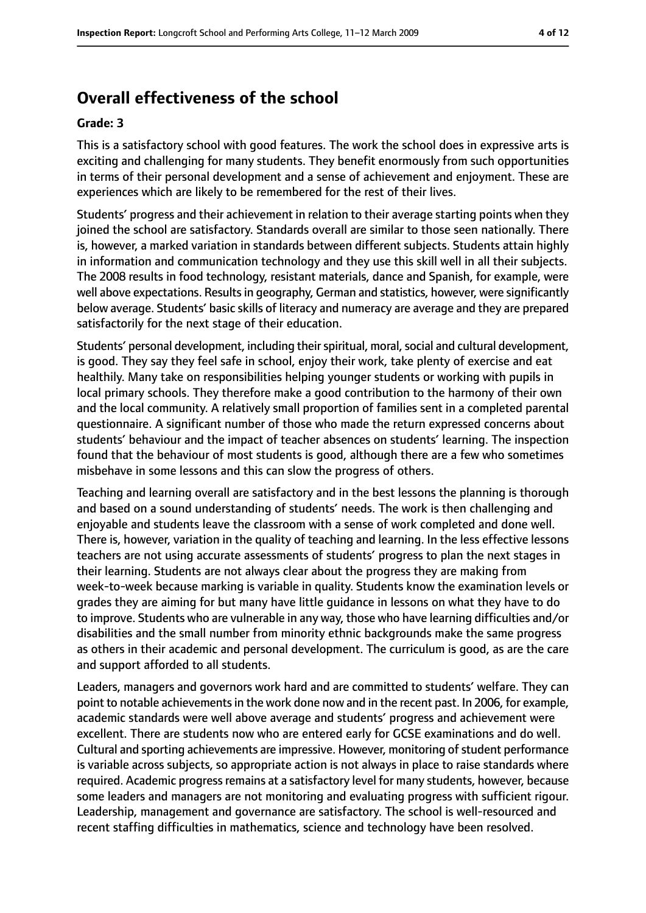## Overall effectiveness of the school

**Grade: 3**

This is a satisfactory school with good features. The work the school does in expressive arts is exciting and challenging for many students. They benefit enormously from such opportunities in terms of their personal development and a sense of achievement and enjoyment. These are experiences which are likely to be remembered for the rest of their lives.

Students' progress and their achievement in relation to their average starting points when they joined the school are satisfactory. Standards overall are similar to those seen nationally. There is, however, a marked variation in standards between different subjects. Students attain highly in information and communication technology and they use this skill well in all their subjects. The 2008 results in food technology, resistant materials, dance and Spanish, for example, were well above expectations. Results in geography, German and statistics, however, were significantly below average. Students' basic skills of literacy and numeracy are average and they are prepared satisfactorily for the next stage of their education.

Students' personal development, including their spiritual, moral, social and cultural development, is good. They say they feel safe in school, enjoy their work, take plenty of exercise and eat healthily. Many take on responsibilities helping younger students or working with pupils in local primary schools. They therefore make a good contribution to the harmony of their own and the local community. A relatively small proportion of families sent in a completed parental questionnaire. A significant number of those who made the return expressed concerns about students' behaviour and the impact of teacher absences on students' learning. The inspection found that the behaviour of most students is good, although there are a few who sometimes misbehave in some lessons and this can slow the progress of others.

Teaching and learning overall are satisfactory and in the best lessons the planning is thorough and based on a sound understanding of students' needs. The work is then challenging and enjoyable and students leave the classroom with a sense of work completed and done well. There is, however, variation in the quality of teaching and learning. In the less effective lessons teachers are not using accurate assessments of students' progress to plan the next stages in their learning. Students are not always clear about the progress they are making from week-to-week because marking is variable in quality. Students know the examination levels or grades they are aiming for but many have little guidance in lessons on what they have to do to improve. Students who are vulnerable in any way, those who have learning difficulties and/or disabilities and the small number from minority ethnic backgrounds make the same progress as others in their academic and personal development. The curriculum is good, as are the care and support afforded to all students.

Leaders, managers and governors work hard and are committed to students' welfare. They can point to notable achievements in the work done now and in the recent past. In 2006, for example, academic standards were well above average and students' progress and achievement were excellent. There are students now who are entered early for GCSE examinations and do well. Cultural and sporting achievements are impressive. However, monitoring of student performance is variable across subjects, so appropriate action is not always in place to raise standards where required. Academic progress remains at a satisfactory level for many students, however, because some leaders and managers are not monitoring and evaluating progress with sufficient rigour. Leadership, management and governance are satisfactory. The school is well-resourced and recent staffing difficulties in mathematics, science and technology have been resolved.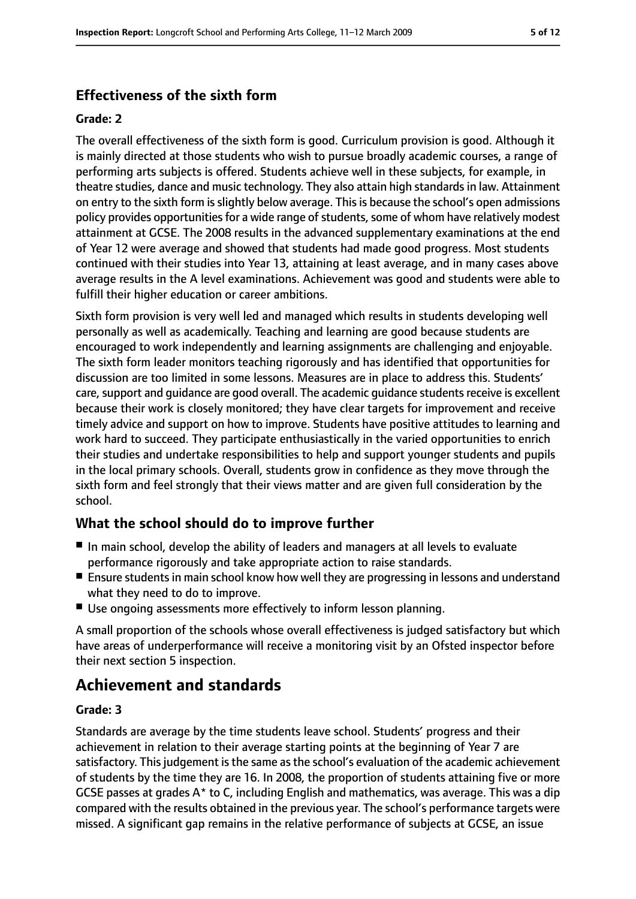### Effectiveness of the sixth form

#### Grade: 2

The overall effectiveness of the sixth form is good. Curriculum provision is good. Although it is mainly directed at those students who wish to pursue broadly academic courses, a range of performing arts subjects is offered. Students achieve well in these subjects, for example, in theatre studies, dance and music technology. They also attain high standards in law. Attainment on entry to the sixth form is slightly below average. This is because the school's open admissions policy provides opportunities for a wide range of students, some of whom have relatively modest attainment at GCSE. The 2008 results in the advanced supplementary examinations at the end of Year 12 were average and showed that students had made good progress. Most students continued with their studies into Year 13, attaining at least average, and in many cases above average results in the A level examinations. Achievement was good and students were able to fulfill their higher education or career ambitions.

Sixth form provision is very well led and managed which results in students developing well personally as well as academically. Teaching and learning are good because students are encouraged to work independently and learning assignments are challenging and enjoyable. The sixth form leader monitors teaching rigorously and has identified that opportunities for discussion are too limited in some lessons. Measures are in place to address this. Students' care, support and guidance are good overall. The academic guidance students receive is excellent because their work is closely monitored; they have clear targets for improvement and receive timely advice and support on how to improve. Students have positive attitudes to learning and work hard to succeed. They participate enthusiastically in the varied opportunities to enrich their studies and undertake responsibilities to help and support younger students and pupils in the local primary schools. Overall, students grow in confidence as they move through the sixth form and feel strongly that their views matter and are given full consideration by the school.

### What the school should do to improve further

- In main school, develop the ability of leaders and managers at all levels to evaluate performance rigorously and take appropriate action to raise standards.
- Ensure students in main school know how well they are progressing in lessons and understand what they need to do to improve.
- Use ongoing assessments more effectively to inform lesson planning.

A small proportion of the schools whose overall effectiveness is judged satisfactory but which have areas of underperformance will receive a monitoring visit by an Ofsted inspector before their next section 5 inspection.

## Achievement and standards

#### Grade: 3

Standards are average by the time students leave school. Students' progress and their achievement in relation to their average starting points at the beginning of Year 7 are satisfactory. This judgement is the same as the school's evaluation of the academic achievement of students by the time they are 16. In 2008, the proportion of students attaining five or more GCSE passes at grades A* to C, including English and mathematics, was average. This was a dip compared with the results obtained in the previous year. The school's performance targets were missed. A significant gap remains in the relative performance of subjects at GCSE, an issue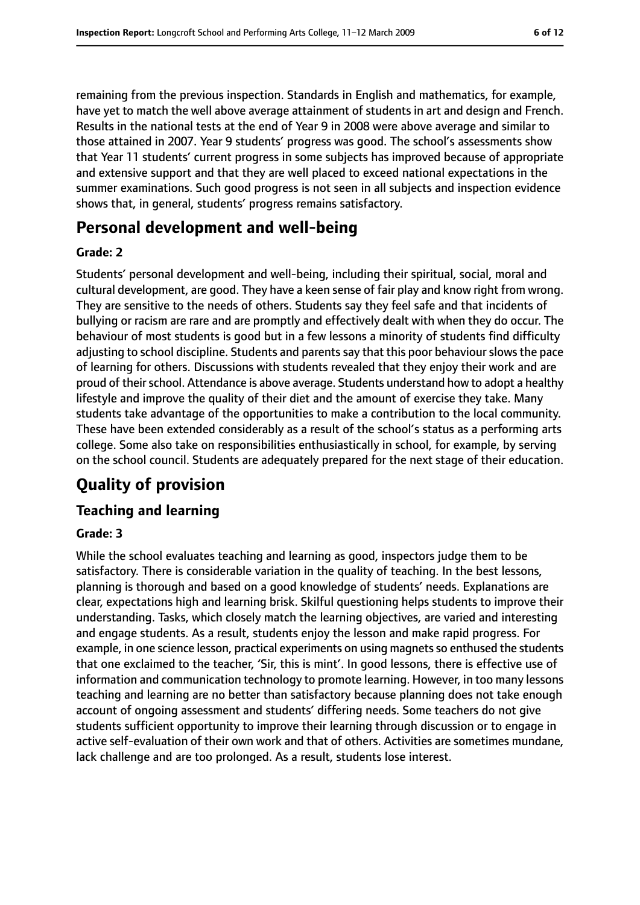remaining from the previous inspection. Standards in English and mathematics, for example, have yet to match the well above average attainment of students in art and design and French. Results in the national tests at the end of Year 9 in 2008 were above average and similar to those attained in 2007. Year 9 students' progress was good. The school's assessments show that Year 11 students' current progress in some subjects has improved because of appropriate and extensive support and that they are well placed to exceed national expectations in the summer examinations. Such good progress is not seen in all subjects and inspection evidence shows that, in general, students' progress remains satisfactory.

## Personal development and well-being

**Grade: 2**

Students' personal development and well-being, including their spiritual, social, moral and cultural development, are good. They have a keen sense of fair play and know right from wrong. They are sensitive to the needs of others. Students say they feel safe and that incidents of bullying or racism are rare and are promptly and effectively dealt with when they do occur. The behaviour of most students is good but in a few lessons a minority of students find difficulty adjusting to school discipline. Students and parents say that this poor behaviour slows the pace of learning for others. Discussions with students revealed that they enjoy their work and are proud of their school. Attendance is above average. Students understand how to adopt a healthy lifestyle and improve the quality of their diet and the amount of exercise they take. Many students take advantage of the opportunities to make a contribution to the local community. These have been extended considerably as a result of the school's status as a performing arts college. Some also take on responsibilities enthusiastically in school, for example, by serving on the school council. Students are adequately prepared for the next stage of their education.

# Quality of provision

## Teaching and learning

**Grade: 3**

While the school evaluates teaching and learning as good, inspectors judge them to be satisfactory. There is considerable variation in the quality of teaching. In the best lessons, planning is thorough and based on a good knowledge of students' needs. Explanations are clear, expectations high and learning brisk. Skilful questioning helps students to improve their understanding. Tasks, which closely match the learning objectives, are varied and interesting and engage students. As a result, students enjoy the lesson and make rapid progress. For example, in one science lesson, practical experiments on using magnets so enthused the students that one exclaimed to the teacher, 'Sir, this is mint'. In good lessons, there is effective use of information and communication technology to promote learning. However, in too many lessons teaching and learning are no better than satisfactory because planning does not take enough account of ongoing assessment and students' differing needs. Some teachers do not give students sufficient opportunity to improve their learning through discussion or to engage in active self-evaluation of their own work and that of others. Activities are sometimes mundane, lack challenge and are too prolonged. As a result, students lose interest.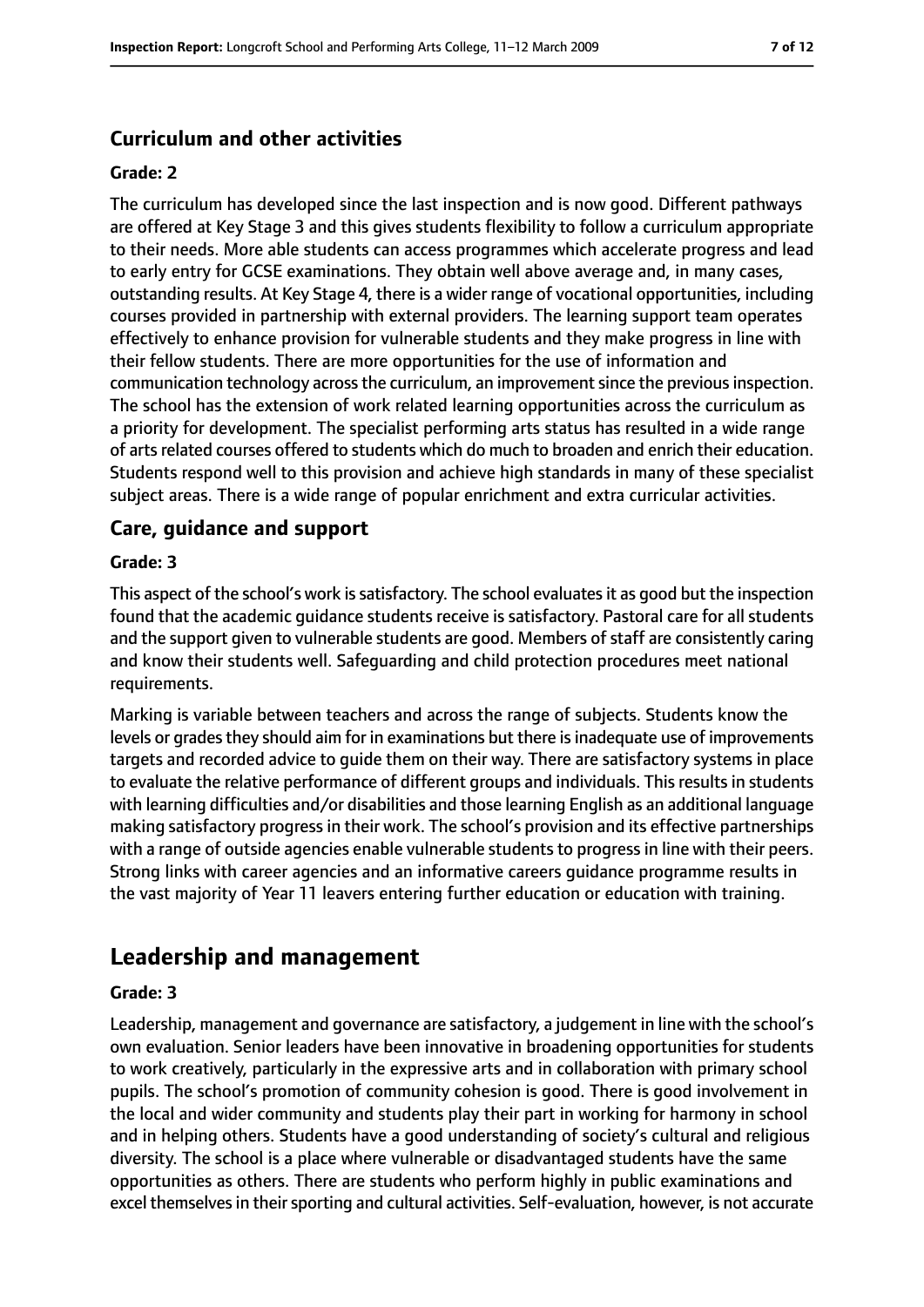### Curriculum and other activities

#### Grade: 2

The curriculum has developed since the last inspection and is now good. Different pathways are offered at Key Stage 3 and this gives students flexibility to follow a curriculum appropriate to their needs. More able students can access programmes which accelerate progress and lead to early entry for GCSE examinations. They obtain well above average and, in many cases, outstanding results. At Key Stage 4, there is a wider range of vocational opportunities, including courses provided in partnership with external providers. The learning support team operates effectively to enhance provision for vulnerable students and they make progress in line with their fellow students. There are more opportunities for the use of information and communication technology across the curriculum, an improvement since the previous inspection. The school has the extension of work related learning opportunities across the curriculum as a priority for development. The specialist performing arts status has resulted in a wide range of arts related courses offered to students which do much to broaden and enrich their education. Students respond well to this provision and achieve high standards in many of these specialist subject areas. There is a wide range of popular enrichment and extra curricular activities.

### Care, guidance and support

#### Grade: 3

This aspect of the school's work is satisfactory. The school evaluates it as good but the inspection found that the academic guidance students receive is satisfactory. Pastoral care for all students and the support given to vulnerable students are good. Members of staff are consistently caring and know their students well. Safeguarding and child protection procedures meet national requirements.

Marking is variable between teachers and across the range of subjects. Students know the levels or grades they should aim for in examinations but there is inadequate use of improvements targets and recorded advice to guide them on their way. There are satisfactory systems in place to evaluate the relative performance of different groups and individuals. This results in students with learning difficulties and/or disabilities and those learning English as an additional language making satisfactory progress in their work. The school's provision and its effective partnerships with a range of outside agencies enable vulnerable students to progress in line with their peers. Strong links with career agencies and an informative careers guidance programme results in the vast majority of Year 11 leavers entering further education or education with training.

## Leadership and management

#### Grade: 3

Leadership, management and governance are satisfactory, a judgement in line with the school's own evaluation. Senior leaders have been innovative in broadening opportunities for students to work creatively, particularly in the expressive arts and in collaboration with primary school pupils. The school's promotion of community cohesion is good. There is good involvement in the local and wider community and students play their part in working for harmony in school and in helping others. Students have a good understanding of society's cultural and religious diversity. The school is a place where vulnerable or disadvantaged students have the same opportunities as others. There are students who perform highly in public examinations and excel themselves in their sporting and cultural activities. Self-evaluation, however, is not accurate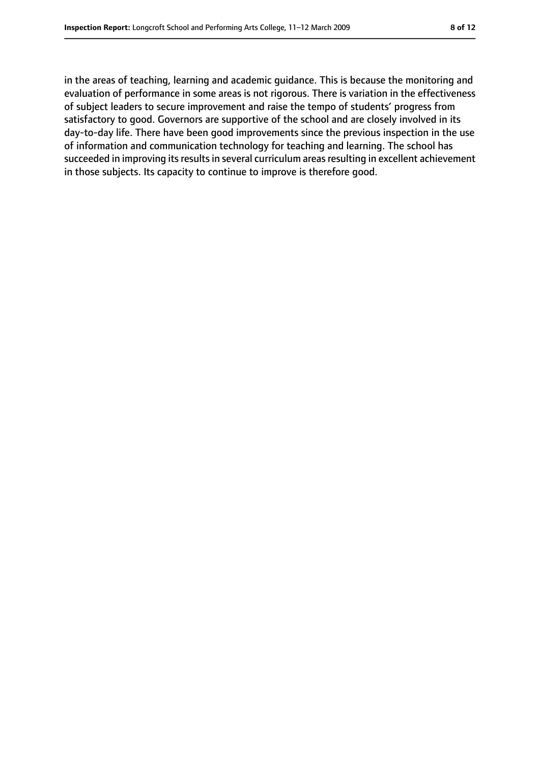in the areas of teaching, learning and academic guidance. This is because the monitoring and evaluation of performance in some areas is not rigorous. There is variation in the effectiveness of subject leaders to secure improvement and raise the tempo of students' progress from satisfactory to good. Governors are supportive of the school and are closely involved in its day-to-day life. There have been good improvements since the previous inspection in the use of information and communication technology for teaching and learning. The school has succeeded in improving its results in several curriculum areas resulting in excellent achievement in those subjects. Its capacity to continue to improve is therefore good.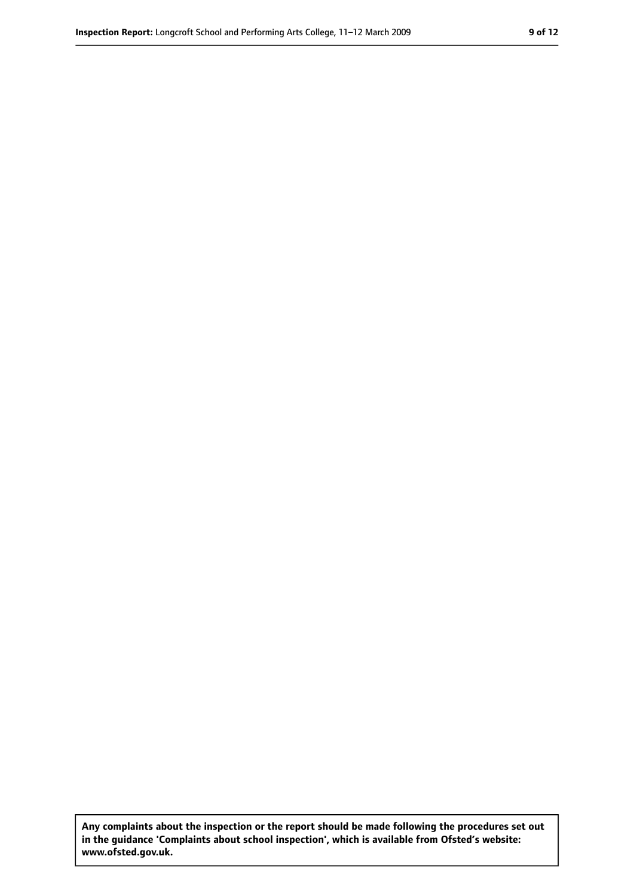**Any complaints about the inspection or the report should be made following the procedures set out in the guidance 'Complaints about school inspection', which is available from Ofsted's website: www.ofsted.gov.uk.**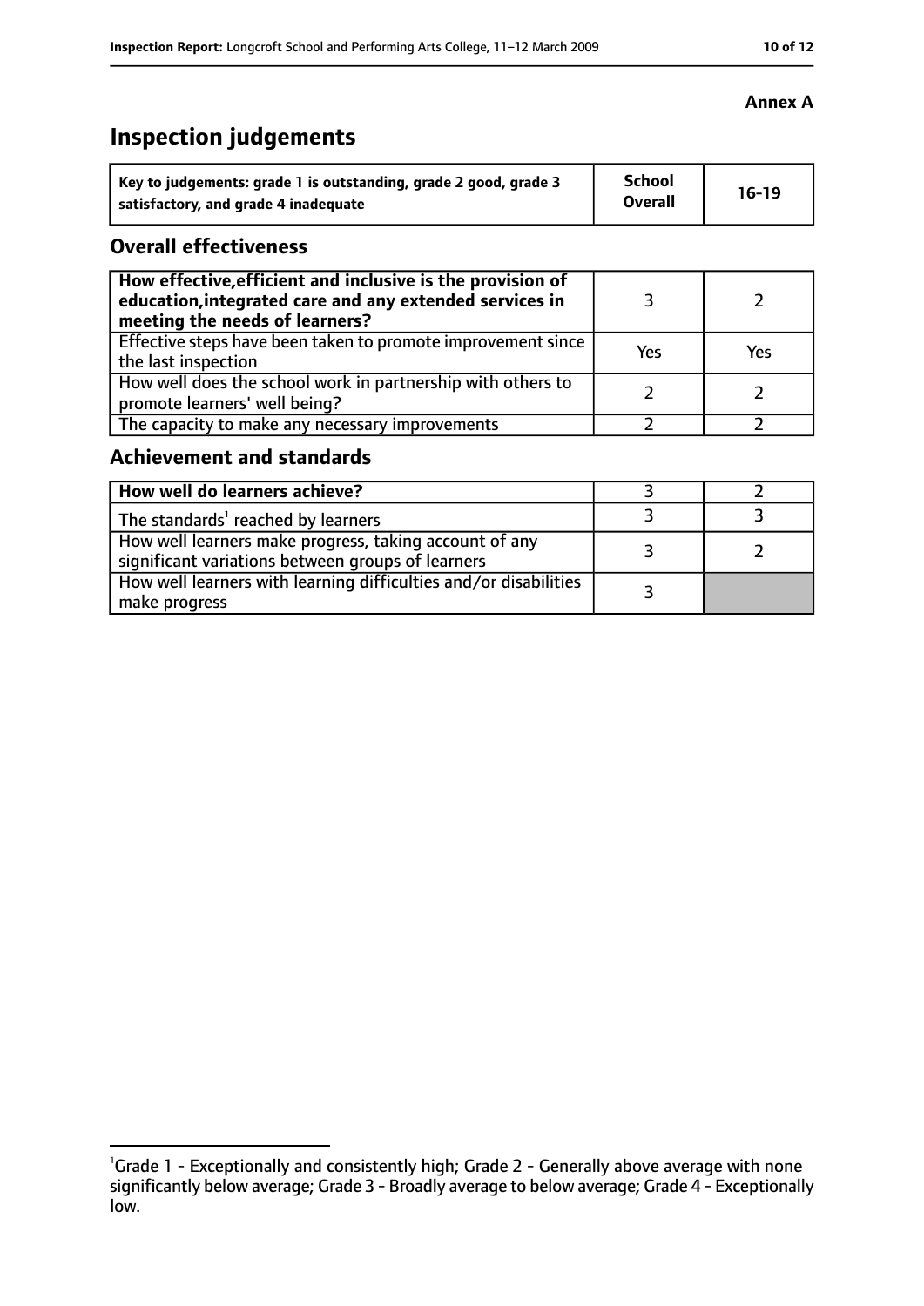**Annex A**

# Inspection judgements

| Key to judgements: grade 1 is outstanding, grade 2 good, grade 3 satisfactory, and grade 4 inadequate | School Overall | 16-19 |
|---|---|---|

## Overall effectiveness

| | | |
|---|---|---|
| How effective, efficient and inclusive is the provision of education, integrated care and any extended services in meeting the needs of learners? | 3 | 2 |
| Effective steps have been taken to promote improvement since the last inspection | Yes | Yes |
| How well does the school work in partnership with others to promote learners' well being? | 2 | 2 |
| The capacity to make any necessary improvements | 2 | 2 |

## Achievement and standards

| | | |
|---|---|---|
| How well do learners achieve? | 3 | 2 |
| The standards[1] reached by learners | 3 | 3 |
| How well learners make progress, taking account of any significant variations between groups of learners | 3 | 2 |
| How well learners with learning difficulties and/or disabilities make progress | 3 | |

[1]Grade 1 - Exceptionally and consistently high; Grade 2 - Generally above average with none significantly below average; Grade 3 - Broadly average to below average; Grade 4 - Exceptionally low.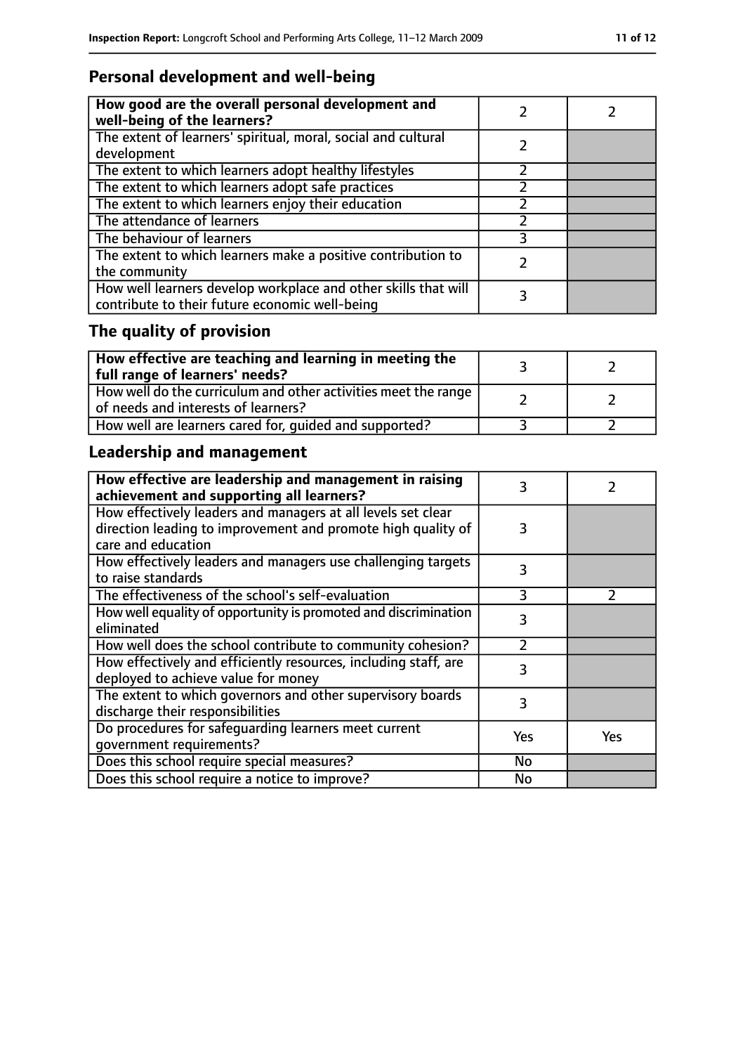## Personal development and well-being

| **How good are the overall personal development and well-being of the learners?** | 2 | 2 |
|---|---|---|
| The extent of learners' spiritual, moral, social and cultural development | 2 | |
| The extent to which learners adopt healthy lifestyles | 2 | |
| The extent to which learners adopt safe practices | 2 | |
| The extent to which learners enjoy their education | 2 | |
| The attendance of learners | 2 | |
| The behaviour of learners | 3 | |
| The extent to which learners make a positive contribution to the community | 2 | |
| How well learners develop workplace and other skills that will contribute to their future economic well-being | 3 | |

## The quality of provision

| **How effective are teaching and learning in meeting the full range of learners' needs?** | 3 | 2 |
|---|---|---|
| How well do the curriculum and other activities meet the range of needs and interests of learners? | 2 | 2 |
| How well are learners cared for, guided and supported? | 3 | 2 |

## Leadership and management

| **How effective are leadership and management in raising achievement and supporting all learners?** | 3 | 2 |
|---|---|---|
| How effectively leaders and managers at all levels set clear direction leading to improvement and promote high quality of care and education | 3 | |
| How effectively leaders and managers use challenging targets to raise standards | 3 | |
| The effectiveness of the school's self-evaluation | 3 | 2 |
| How well equality of opportunity is promoted and discrimination eliminated | 3 | |
| How well does the school contribute to community cohesion? | 2 | |
| How effectively and efficiently resources, including staff, are deployed to achieve value for money | 3 | |
| The extent to which governors and other supervisory boards discharge their responsibilities | 3 | |
| Do procedures for safeguarding learners meet current government requirements? | Yes | Yes |
| Does this school require special measures? | No | |
| Does this school require a notice to improve? | No | |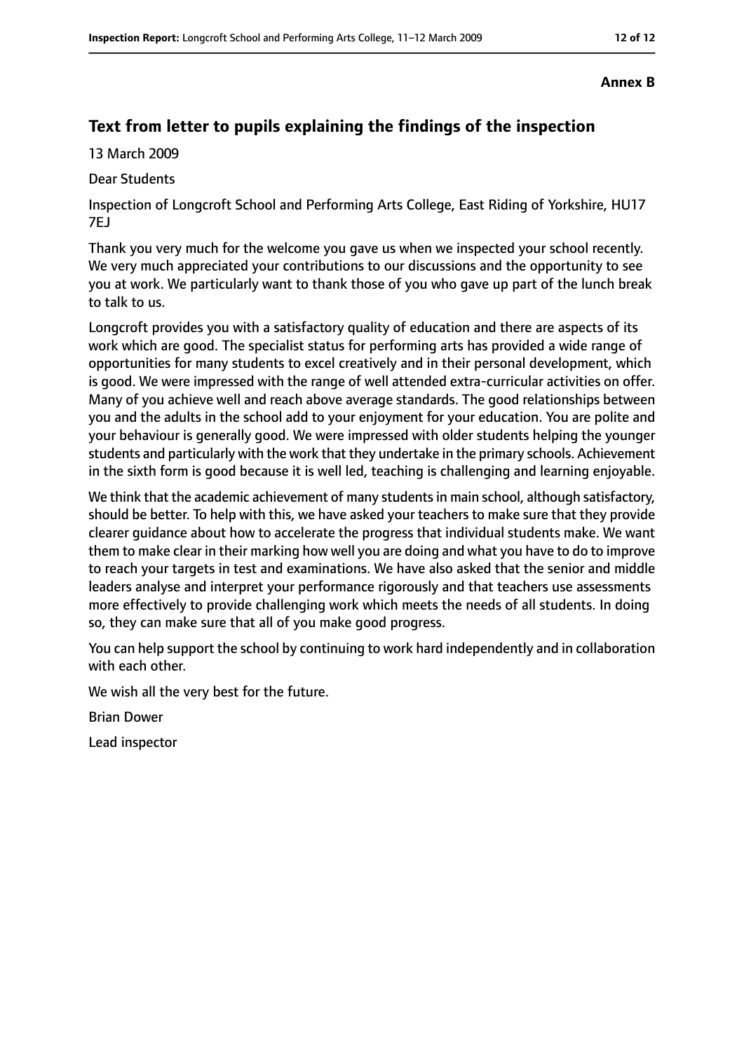**Annex B**

## Text from letter to pupils explaining the findings of the inspection

13 March 2009

Dear Students

Inspection of Longcroft School and Performing Arts College, East Riding of Yorkshire, HU17 7EJ

Thank you very much for the welcome you gave us when we inspected your school recently. We very much appreciated your contributions to our discussions and the opportunity to see you at work. We particularly want to thank those of you who gave up part of the lunch break to talk to us.

Longcroft provides you with a satisfactory quality of education and there are aspects of its work which are good. The specialist status for performing arts has provided a wide range of opportunities for many students to excel creatively and in their personal development, which is good. We were impressed with the range of well attended extra-curricular activities on offer. Many of you achieve well and reach above average standards. The good relationships between you and the adults in the school add to your enjoyment for your education. You are polite and your behaviour is generally good. We were impressed with older students helping the younger students and particularly with the work that they undertake in the primary schools. Achievement in the sixth form is good because it is well led, teaching is challenging and learning enjoyable.

We think that the academic achievement of many students in main school, although satisfactory, should be better. To help with this, we have asked your teachers to make sure that they provide clearer guidance about how to accelerate the progress that individual students make. We want them to make clear in their marking how well you are doing and what you have to do to improve to reach your targets in test and examinations. We have also asked that the senior and middle leaders analyse and interpret your performance rigorously and that teachers use assessments more effectively to provide challenging work which meets the needs of all students. In doing so, they can make sure that all of you make good progress.

You can help support the school by continuing to work hard independently and in collaboration with each other.

We wish all the very best for the future.

Brian Dower

Lead inspector